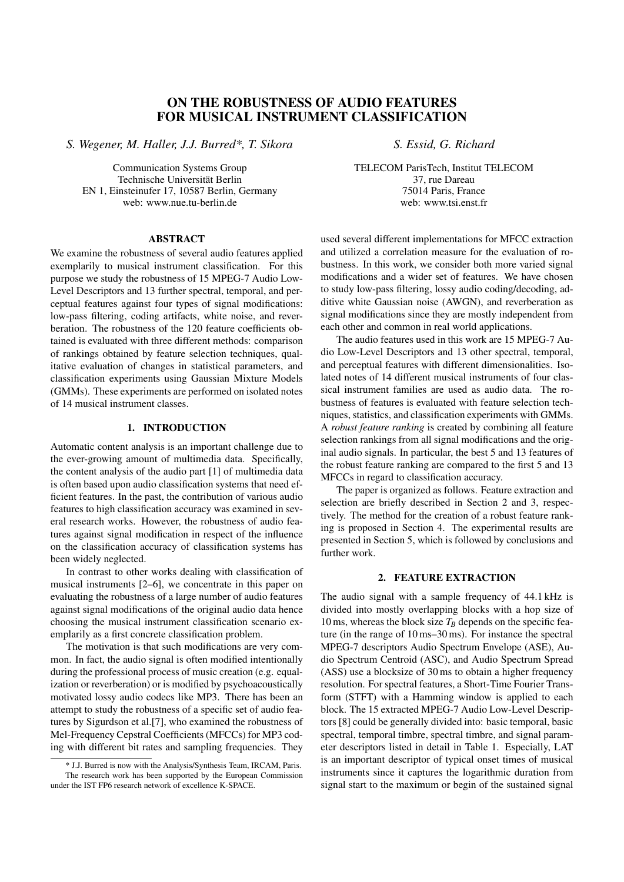# ON THE ROBUSTNESS OF AUDIO FEATURES FOR MUSICAL INSTRUMENT CLASSIFICATION

*S. Wegener, M. Haller, J.J. Burred\*, T. Sikora*

Communication Systems Group
Technische Universität Berlin
EN 1, Einsteinufer 17, 10587 Berlin, Germany
web: www.nue.tu-berlin.de

*S. Essid, G. Richard*

TELECOM ParisTech, Institut TELECOM
37, rue Dareau
75014 Paris, France
web: www.tsi.enst.fr

## ABSTRACT

We examine the robustness of several audio features applied exemplarily to musical instrument classification. For this purpose we study the robustness of 15 MPEG-7 Audio Low-Level Descriptors and 13 further spectral, temporal, and perceptual features against four types of signal modifications: low-pass filtering, coding artifacts, white noise, and reverberation. The robustness of the 120 feature coefficients obtained is evaluated with three different methods: comparison of rankings obtained by feature selection techniques, qualitative evaluation of changes in statistical parameters, and classification experiments using Gaussian Mixture Models (GMMs). These experiments are performed on isolated notes of 14 musical instrument classes.

## 1. INTRODUCTION

Automatic content analysis is an important challenge due to the ever-growing amount of multimedia data. Specifically, the content analysis of the audio part [1] of multimedia data is often based upon audio classification systems that need efficient features. In the past, the contribution of various audio features to high classification accuracy was examined in several research works. However, the robustness of audio features against signal modification in respect of the influence on the classification accuracy of classification systems has been widely neglected.

In contrast to other works dealing with classification of musical instruments [2–6], we concentrate in this paper on evaluating the robustness of a large number of audio features against signal modifications of the original audio data hence choosing the musical instrument classification scenario exemplarily as a first concrete classification problem.

The motivation is that such modifications are very common. In fact, the audio signal is often modified intentionally during the professional process of music creation (e.g. equalization or reverberation) or is modified by psychoacoustically motivated lossy audio codecs like MP3. There has been an attempt to study the robustness of a specific set of audio features by Sigurdson et al.[7], who examined the robustness of Mel-Frequency Cepstral Coefficients (MFCCs) for MP3 coding with different bit rates and sampling frequencies. They used several different implementations for MFCC extraction and utilized a correlation measure for the evaluation of robustness. In this work, we consider both more varied signal modifications and a wider set of features. We have chosen to study low-pass filtering, lossy audio coding/decoding, additive white Gaussian noise (AWGN), and reverberation as signal modifications since they are mostly independent from each other and common in real world applications.

The audio features used in this work are 15 MPEG-7 Audio Low-Level Descriptors and 13 other spectral, temporal, and perceptual features with different dimensionalities. Isolated notes of 14 different musical instruments of four classical instrument families are used as audio data. The robustness of features is evaluated with feature selection techniques, statistics, and classification experiments with GMMs. A *robust feature ranking* is created by combining all feature selection rankings from all signal modifications and the original audio signals. In particular, the best 5 and 13 features of the robust feature ranking are compared to the first 5 and 13 MFCCs in regard to classification accuracy.

The paper is organized as follows. Feature extraction and selection are briefly described in Section 2 and 3, respectively. The method for the creation of a robust feature ranking is proposed in Section 4. The experimental results are presented in Section 5, which is followed by conclusions and further work.

## 2. FEATURE EXTRACTION

The audio signal with a sample frequency of 44.1 kHz is divided into mostly overlapping blocks with a hop size of 10 ms, whereas the block size $T_B$ depends on the specific feature (in the range of 10 ms–30 ms). For instance the spectral MPEG-7 descriptors Audio Spectrum Envelope (ASE), Audio Spectrum Centroid (ASC), and Audio Spectrum Spread (ASS) use a blocksize of 30 ms to obtain a higher frequency resolution. For spectral features, a Short-Time Fourier Transform (STFT) with a Hamming window is applied to each block. The 15 extracted MPEG-7 Audio Low-Level Descriptors [8] could be generally divided into: basic temporal, basic spectral, temporal timbre, spectral timbre, and signal parameter descriptors listed in detail in Table 1. Especially, LAT is an important descriptor of typical onset times of musical instruments since it captures the logarithmic duration from signal start to the maximum or begin of the sustained signal

\* J.J. Burred is now with the Analysis/Synthesis Team, IRCAM, Paris.
The research work has been supported by the European Commission under the IST FP6 research network of excellence K-SPACE.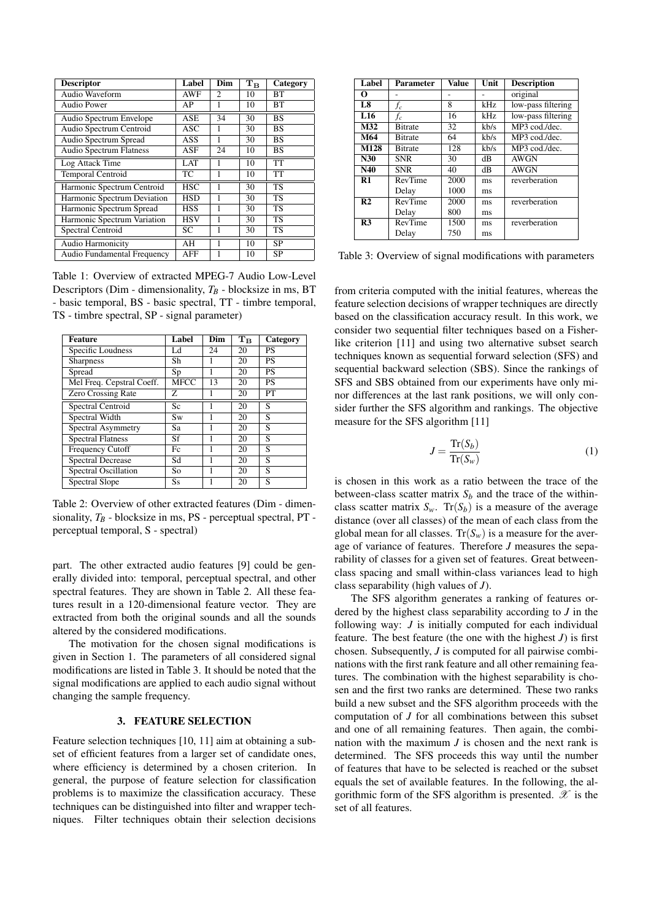| Descriptor | Label | Dim | $T_B$ | Category |
|---|---|---|---|---|
| Audio Waveform | AWF | 2 | 10 | BT |
| Audio Power | AP | 1 | 10 | BT |
| Audio Spectrum Envelope | ASE | 34 | 30 | BS |
| Audio Spectrum Centroid | ASC | 1 | 30 | BS |
| Audio Spectrum Spread | ASS | 1 | 30 | BS |
| Audio Spectrum Flatness | ASF | 24 | 10 | BS |
| Log Attack Time | LAT | 1 | 10 | TT |
| Temporal Centroid | TC | 1 | 10 | TT |
| Harmonic Spectrum Centroid | HSC | 1 | 30 | TS |
| Harmonic Spectrum Deviation | HSD | 1 | 30 | TS |
| Harmonic Spectrum Spread | HSS | 1 | 30 | TS |
| Harmonic Spectrum Variation | HSV | 1 | 30 | TS |
| Spectral Centroid | SC | 1 | 30 | TS |
| Audio Harmonicity | AH | 1 | 10 | SP |
| Audio Fundamental Frequency | AFF | 1 | 10 | SP |

Table 1: Overview of extracted MPEG-7 Audio Low-Level Descriptors (Dim - dimensionality, $T_B$ - blocksize in ms, BT - basic temporal, BS - basic spectral, TT - timbre temporal, TS - timbre spectral, SP - signal parameter)

| Feature | Label | Dim | $T_B$ | Category |
|---|---|---|---|---|
| Specific Loudness | Ld | 24 | 20 | PS |
| Sharpness | Sh | 1 | 20 | PS |
| Spread | Sp | 1 | 20 | PS |
| Mel Freq. Cepstral Coeff. | MFCC | 13 | 20 | PS |
| Zero Crossing Rate | Z | 1 | 20 | PT |
| Spectral Centroid | Sc | 1 | 20 | S |
| Spectral Width | Sw | 1 | 20 | S |
| Spectral Asymmetry | Sa | 1 | 20 | S |
| Spectral Flatness | Sf | 1 | 20 | S |
| Frequency Cutoff | Fc | 1 | 20 | S |
| Spectral Decrease | Sd | 1 | 20 | S |
| Spectral Oscillation | So | 1 | 20 | S |
| Spectral Slope | Ss | 1 | 20 | S |

Table 2: Overview of other extracted features (Dim - dimensionality, $T_B$ - blocksize in ms, PS - perceptual spectral, PT - perceptual temporal, S - spectral)

part. The other extracted audio features [9] could be generally divided into: temporal, perceptual spectral, and other spectral features. They are shown in Table 2. All these features result in a 120-dimensional feature vector. They are extracted from both the original sounds and all the sounds altered by the considered modifications.

The motivation for the chosen signal modifications is given in Section 1. The parameters of all considered signal modifications are listed in Table 3. It should be noted that the signal modifications are applied to each audio signal without changing the sample frequency.

## 3. FEATURE SELECTION

Feature selection techniques [10, 11] aim at obtaining a subset of efficient features from a larger set of candidate ones, where efficiency is determined by a chosen criterion. In general, the purpose of feature selection for classification problems is to maximize the classification accuracy. These techniques can be distinguished into filter and wrapper techniques. Filter techniques obtain their selection decisions from criteria computed with the initial features, whereas the feature selection decisions of wrapper techniques are directly based on the classification accuracy result. In this work, we consider two sequential filter techniques based on a Fisher-like criterion [11] and using two alternative subset search techniques known as sequential forward selection (SFS) and sequential backward selection (SBS). Since the rankings of SFS and SBS obtained from our experiments have only minor differences at the last rank positions, we will only consider further the SFS algorithm and rankings. The objective measure for the SFS algorithm [11]

| Label | Parameter | Value | Unit | Description |
|---|---|---|---|---|
| **O** | - | - | - | original |
| **L8** | $f_c$ | 8 | kHz | low-pass filtering |
| **L16** | $f_c$ | 16 | kHz | low-pass filtering |
| **M32** | Bitrate | 32 | kb/s | MP3 cod./dec. |
| **M64** | Bitrate | 64 | kb/s | MP3 cod./dec. |
| **M128** | Bitrate | 128 | kb/s | MP3 cod./dec. |
| **N30** | SNR | 30 | dB | AWGN |
| **N40** | SNR | 40 | dB | AWGN |
| **R1** | RevTime<br>Delay | 2000<br>1000 | ms<br>ms | reverberation |
| **R2** | RevTime<br>Delay | 2000<br>800 | ms<br>ms | reverberation |
| **R3** | RevTime<br>Delay | 1500<br>750 | ms<br>ms | reverberation |

Table 3: Overview of signal modifications with parameters

$$J = \frac{\mathrm{Tr}(S_b)}{\mathrm{Tr}(S_w)} \tag{1}$$

is chosen in this work as a ratio between the trace of the between-class scatter matrix $S_b$ and the trace of the within-class scatter matrix $S_w$. $\mathrm{Tr}(S_b)$ is a measure of the average distance (over all classes) of the mean of each class from the global mean for all classes. $\mathrm{Tr}(S_w)$ is a measure for the average of variance of features. Therefore $J$ measures the separability of classes for a given set of features. Great between-class spacing and small within-class variances lead to high class separability (high values of $J$).

The SFS algorithm generates a ranking of features ordered by the highest class separability according to $J$ in the following way: $J$ is initially computed for each individual feature. The best feature (the one with the highest $J$) is first chosen. Subsequently, $J$ is computed for all pairwise combinations with the first rank feature and all other remaining features. The combination with the highest separability is chosen and the first two ranks are determined. These two ranks build a new subset and the SFS algorithm proceeds with the computation of $J$ for all combinations between this subset and one of all remaining features. Then again, the combination with the maximum $J$ is chosen and the next rank is determined. The SFS proceeds this way until the number of features that have to be selected is reached or the subset equals the set of available features. In the following, the algorithmic form of the SFS algorithm is presented. $\mathscr{X}$ is the set of all features.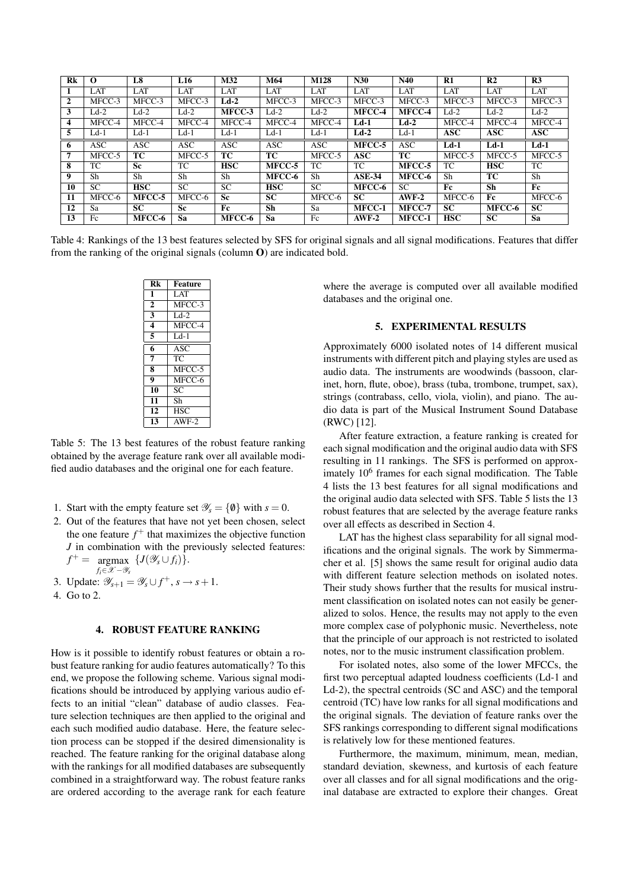| Rk | O | L8 | L16 | M32 | M64 | M128 | N30 | N40 | R1 | R2 | R3 |
|---|---|---|---|---|---|---|---|---|---|---|---|
| 1 | LAT | LAT | LAT | LAT | LAT | LAT | LAT | LAT | LAT | LAT | LAT |
| 2 | MFCC-3 | MFCC-3 | MFCC-3 | **Ld-2** | MFCC-3 | MFCC-3 | MFCC-3 | MFCC-3 | MFCC-3 | MFCC-3 | MFCC-3 |
| 3 | Ld-2 | Ld-2 | Ld-2 | **MFCC-3** | Ld-2 | Ld-2 | **MFCC-4** | **MFCC-4** | Ld-2 | Ld-2 | Ld-2 |
| 4 | MFCC-4 | MFCC-4 | MFCC-4 | MFCC-4 | MFCC-4 | MFCC-4 | **Ld-1** | **Ld-2** | MFCC-4 | MFCC-4 | MFCC-4 |
| 5 | Ld-1 | Ld-1 | Ld-1 | Ld-1 | Ld-1 | Ld-1 | **Ld-2** | Ld-1 | **ASC** | **ASC** | **ASC** |
| 6 | ASC | ASC | ASC | ASC | ASC | ASC | **MFCC-5** | ASC | **Ld-1** | **Ld-1** | **Ld-1** |
| 7 | MFCC-5 | **TC** | MFCC-5 | **TC** | **TC** | MFCC-5 | **ASC** | **TC** | MFCC-5 | MFCC-5 | MFCC-5 |
| 8 | TC | **Sc** | TC | **HSC** | **MFCC-5** | TC | TC | **MFCC-5** | TC | **HSC** | TC |
| 9 | Sh | Sh | Sh | Sh | **MFCC-6** | Sh | **ASE-34** | **MFCC-6** | Sh | **TC** | Sh |
| 10 | SC | **HSC** | SC | SC | **HSC** | SC | **MFCC-6** | SC | **Fc** | **Sh** | **Fc** |
| 11 | MFCC-6 | **MFCC-5** | MFCC-6 | **Sc** | **SC** | MFCC-6 | **SC** | **AWF-2** | MFCC-6 | **Fc** | MFCC-6 |
| 12 | Sa | **SC** | **Sc** | **Fc** | **Sh** | Sa | **MFCC-1** | **MFCC-7** | **SC** | **MFCC-6** | **SC** |
| 13 | Fc | **MFCC-6** | **Sa** | **MFCC-6** | **Sa** | Fc | **AWF-2** | **MFCC-1** | **HSC** | **SC** | **Sa** |

Table 4: Rankings of the 13 best features selected by SFS for original signals and all signal modifications. Features that differ from the ranking of the original signals (column **O**) are indicated bold.

| Rk | Feature |
|---|---|
| 1 | LAT |
| 2 | MFCC-3 |
| 3 | Ld-2 |
| 4 | MFCC-4 |
| 5 | Ld-1 |
| 6 | ASC |
| 7 | TC |
| 8 | MFCC-5 |
| 9 | MFCC-6 |
| 10 | SC |
| 11 | Sh |
| 12 | HSC |
| 13 | AWF-2 |

Table 5: The 13 best features of the robust feature ranking obtained by the average feature rank over all available modified audio databases and the original one for each feature.

1. Start with the empty feature set $\mathscr{Y}_s = \{\emptyset\}$ with $s = 0$.
2. Out of the features that have not yet been chosen, select the one feature $f^+$ that maximizes the objective function $J$ in combination with the previously selected features: $f^+ = \underset{f_i \in \mathscr{X} - \mathscr{Y}_s}{\operatorname{argmax}} \{J(\mathscr{Y}_s \cup f_i)\}$.
3. Update: $\mathscr{Y}_{s+1} = \mathscr{Y}_s \cup f^+$, $s \to s+1$.
4. Go to 2.

## 4. ROBUST FEATURE RANKING

How is it possible to identify robust features or obtain a robust feature ranking for audio features automatically? To this end, we propose the following scheme. Various signal modifications should be introduced by applying various audio effects to an initial "clean" database of audio classes. Feature selection techniques are then applied to the original and each such modified audio database. Here, the feature selection process can be stopped if the desired dimensionality is reached. The feature ranking for the original database along with the rankings for all modified databases are subsequently combined in a straightforward way. The robust feature ranks are ordered according to the average rank for each feature where the average is computed over all available modified databases and the original one.

## 5. EXPERIMENTAL RESULTS

Approximately 6000 isolated notes of 14 different musical instruments with different pitch and playing styles are used as audio data. The instruments are woodwinds (bassoon, clarinet, horn, flute, oboe), brass (tuba, trombone, trumpet, sax), strings (contrabass, cello, viola, violin), and piano. The audio data is part of the Musical Instrument Sound Database (RWC) [12].

After feature extraction, a feature ranking is created for each signal modification and the original audio data with SFS resulting in 11 rankings. The SFS is performed on approximately $10^6$ frames for each signal modification. The Table 4 lists the 13 best features for all signal modifications and the original audio data selected with SFS. Table 5 lists the 13 robust features that are selected by the average feature ranks over all effects as described in Section 4.

LAT has the highest class separability for all signal modifications and the original signals. The work by Simmermacher et al. [5] shows the same result for original audio data with different feature selection methods on isolated notes. Their study shows further that the results for musical instrument classification on isolated notes can not easily be generalized to solos. Hence, the results may not apply to the even more complex case of polyphonic music. Nevertheless, note that the principle of our approach is not restricted to isolated notes, nor to the music instrument classification problem.

For isolated notes, also some of the lower MFCCs, the first two perceptual adapted loudness coefficients (Ld-1 and Ld-2), the spectral centroids (SC and ASC) and the temporal centroid (TC) have low ranks for all signal modifications and the original signals. The deviation of feature ranks over the SFS rankings corresponding to different signal modifications is relatively low for these mentioned features.

Furthermore, the maximum, minimum, mean, median, standard deviation, skewness, and kurtosis of each feature over all classes and for all signal modifications and the original database are extracted to explore their changes. Great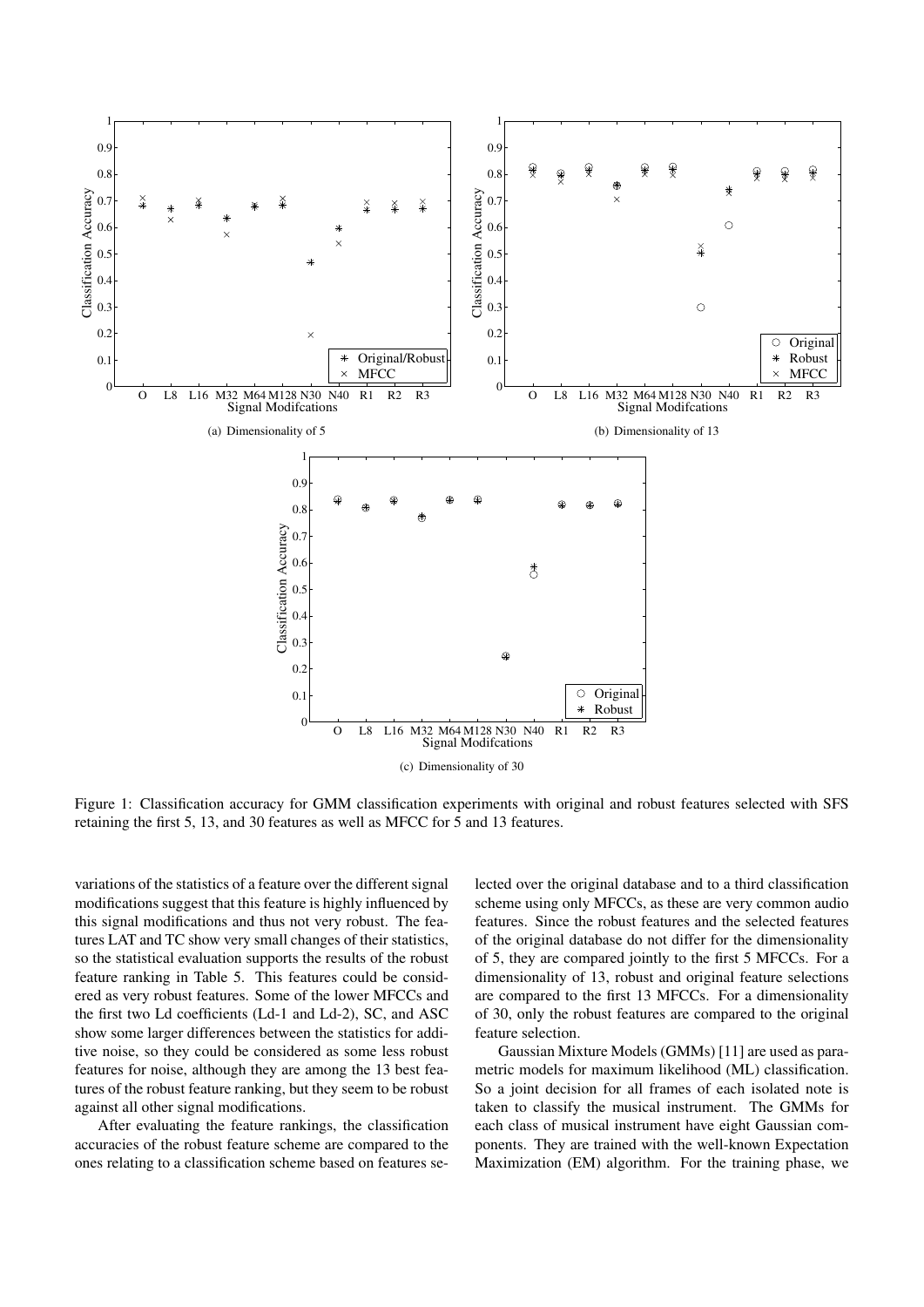(a) Dimensionality of 5

(b) Dimensionality of 13

(c) Dimensionality of 30

Figure 1: Classification accuracy for GMM classification experiments with original and robust features selected with SFS retaining the first 5, 13, and 30 features as well as MFCC for 5 and 13 features.

variations of the statistics of a feature over the different signal modifications suggest that this feature is highly influenced by this signal modifications and thus not very robust. The features LAT and TC show very small changes of their statistics, so the statistical evaluation supports the results of the robust feature ranking in Table 5. This features could be considered as very robust features. Some of the lower MFCCs and the first two Ld coefficients (Ld-1 and Ld-2), SC, and ASC show some larger differences between the statistics for additive noise, so they could be considered as some less robust features for noise, although they are among the 13 best features of the robust feature ranking, but they seem to be robust against all other signal modifications.

After evaluating the feature rankings, the classification accuracies of the robust feature scheme are compared to the ones relating to a classification scheme based on features selected over the original database and to a third classification scheme using only MFCCs, as these are very common audio features. Since the robust features and the selected features of the original database do not differ for the dimensionality of 5, they are compared jointly to the first 5 MFCCs. For a dimensionality of 13, robust and original feature selections are compared to the first 13 MFCCs. For a dimensionality of 30, only the robust features are compared to the original feature selection.

Gaussian Mixture Models (GMMs) [11] are used as parametric models for maximum likelihood (ML) classification. So a joint decision for all frames of each isolated note is taken to classify the musical instrument. The GMMs for each class of musical instrument have eight Gaussian components. They are trained with the well-known Expectation Maximization (EM) algorithm. For the training phase, we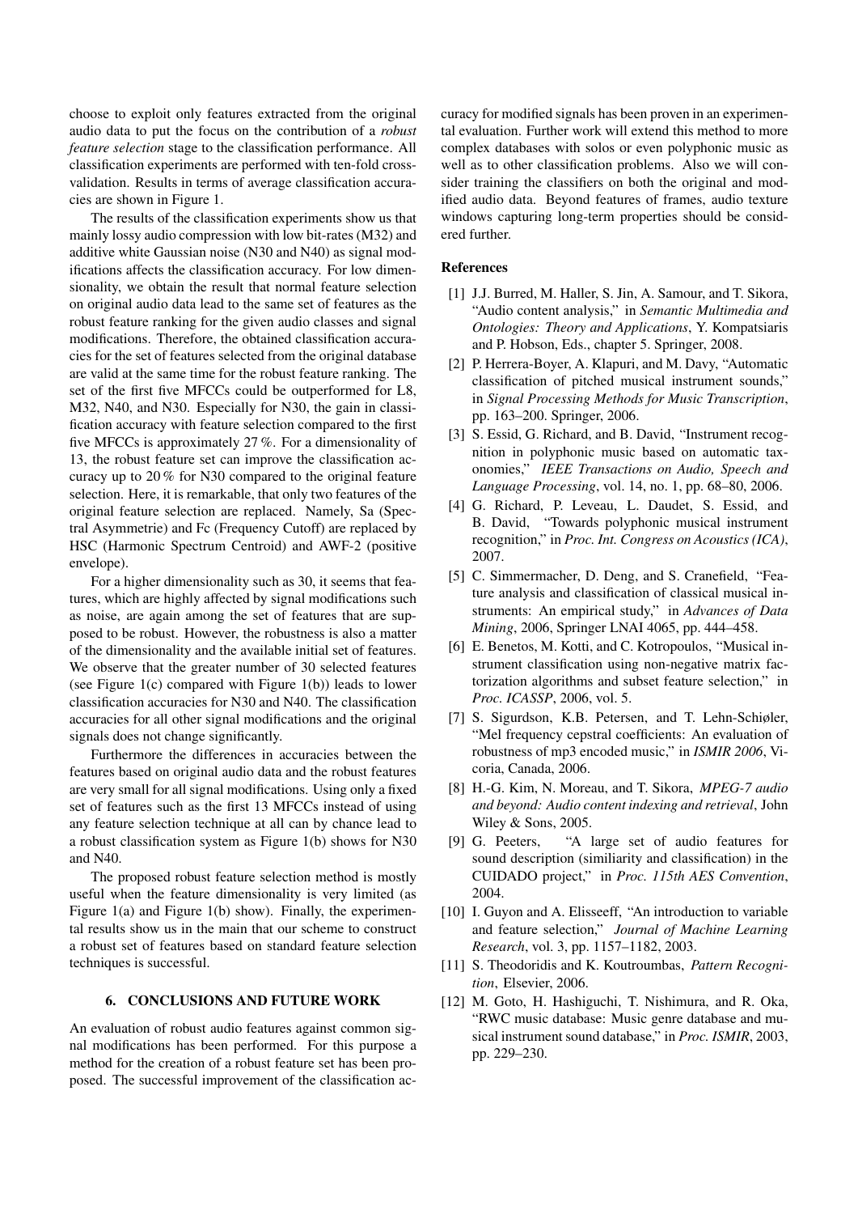choose to exploit only features extracted from the original audio data to put the focus on the contribution of a *robust feature selection* stage to the classification performance. All classification experiments are performed with ten-fold cross-validation. Results in terms of average classification accuracies are shown in Figure 1.

The results of the classification experiments show us that mainly lossy audio compression with low bit-rates (M32) and additive white Gaussian noise (N30 and N40) as signal modifications affects the classification accuracy. For low dimensionality, we obtain the result that normal feature selection on original audio data lead to the same set of features as the robust feature ranking for the given audio classes and signal modifications. Therefore, the obtained classification accuracies for the set of features selected from the original database are valid at the same time for the robust feature ranking. The set of the first five MFCCs could be outperformed for L8, M32, N40, and N30. Especially for N30, the gain in classification accuracy with feature selection compared to the first five MFCCs is approximately 27 %. For a dimensionality of 13, the robust feature set can improve the classification accuracy up to 20 % for N30 compared to the original feature selection. Here, it is remarkable, that only two features of the original feature selection are replaced. Namely, Sa (Spectral Asymmetrie) and Fc (Frequency Cutoff) are replaced by HSC (Harmonic Spectrum Centroid) and AWF-2 (positive envelope).

For a higher dimensionality such as 30, it seems that features, which are highly affected by signal modifications such as noise, are again among the set of features that are supposed to be robust. However, the robustness is also a matter of the dimensionality and the available initial set of features. We observe that the greater number of 30 selected features (see Figure 1(c) compared with Figure 1(b)) leads to lower classification accuracies for N30 and N40. The classification accuracies for all other signal modifications and the original signals does not change significantly.

Furthermore the differences in accuracies between the features based on original audio data and the robust features are very small for all signal modifications. Using only a fixed set of features such as the first 13 MFCCs instead of using any feature selection technique at all can by chance lead to a robust classification system as Figure 1(b) shows for N30 and N40.

The proposed robust feature selection method is mostly useful when the feature dimensionality is very limited (as Figure 1(a) and Figure 1(b) show). Finally, the experimental results show us in the main that our scheme to construct a robust set of features based on standard feature selection techniques is successful.

## 6. CONCLUSIONS AND FUTURE WORK

An evaluation of robust audio features against common signal modifications has been performed. For this purpose a method for the creation of a robust feature set has been proposed. The successful improvement of the classification accuracy for modified signals has been proven in an experimental evaluation. Further work will extend this method to more complex databases with solos or even polyphonic music as well as to other classification problems. Also we will consider training the classifiers on both the original and modified audio data. Beyond features of frames, audio texture windows capturing long-term properties should be considered further.

### References

[1] J.J. Burred, M. Haller, S. Jin, A. Samour, and T. Sikora, "Audio content analysis," in *Semantic Multimedia and Ontologies: Theory and Applications*, Y. Kompatsiaris and P. Hobson, Eds., chapter 5. Springer, 2008.

[2] P. Herrera-Boyer, A. Klapuri, and M. Davy, "Automatic classification of pitched musical instrument sounds," in *Signal Processing Methods for Music Transcription*, pp. 163–200. Springer, 2006.

[3] S. Essid, G. Richard, and B. David, "Instrument recognition in polyphonic music based on automatic taxonomies," *IEEE Transactions on Audio, Speech and Language Processing*, vol. 14, no. 1, pp. 68–80, 2006.

[4] G. Richard, P. Leveau, L. Daudet, S. Essid, and B. David, "Towards polyphonic musical instrument recognition," in *Proc. Int. Congress on Acoustics (ICA)*, 2007.

[5] C. Simmermacher, D. Deng, and S. Cranefield, "Feature analysis and classification of classical musical instruments: An empirical study," in *Advances of Data Mining*, 2006, Springer LNAI 4065, pp. 444–458.

[6] E. Benetos, M. Kotti, and C. Kotropoulos, "Musical instrument classification using non-negative matrix factorization algorithms and subset feature selection," in *Proc. ICASSP*, 2006, vol. 5.

[7] S. Sigurdson, K.B. Petersen, and T. Lehn-Schiøler, "Mel frequency cepstral coefficients: An evaluation of robustness of mp3 encoded music," in *ISMIR 2006*, Vicoria, Canada, 2006.

[8] H.-G. Kim, N. Moreau, and T. Sikora, *MPEG-7 audio and beyond: Audio content indexing and retrieval*, John Wiley & Sons, 2005.

[9] G. Peeters, "A large set of audio features for sound description (similiarity and classification) in the CUIDADO project," in *Proc. 115th AES Convention*, 2004.

[10] I. Guyon and A. Elisseeff, "An introduction to variable and feature selection," *Journal of Machine Learning Research*, vol. 3, pp. 1157–1182, 2003.

[11] S. Theodoridis and K. Koutroumbas, *Pattern Recognition*, Elsevier, 2006.

[12] M. Goto, H. Hashiguchi, T. Nishimura, and R. Oka, "RWC music database: Music genre database and musical instrument sound database," in *Proc. ISMIR*, 2003, pp. 229–230.